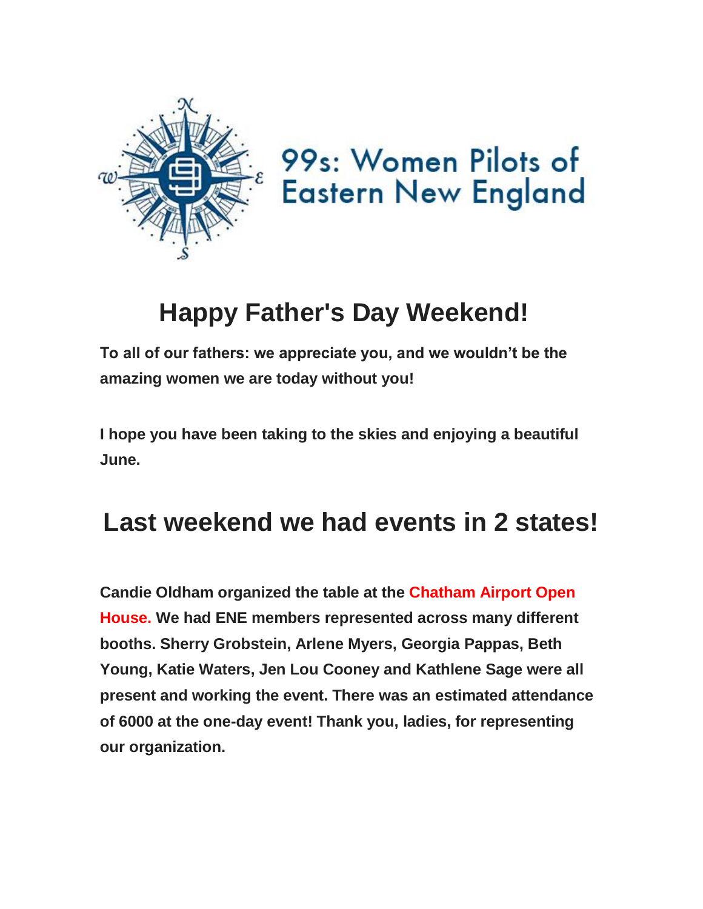99s: Women Pilots of Eastern New England

# Happy Father's Day Weekend!

**To all of our fathers: we appreciate you, and we wouldn't be the amazing women we are today without you!**

**I hope you have been taking to the skies and enjoying a beautiful June.**

# Last weekend we had events in 2 states!

**Candie Oldham organized the table at the Chatham Airport Open House. We had ENE members represented across many different booths. Sherry Grobstein, Arlene Myers, Georgia Pappas, Beth Young, Katie Waters, Jen Lou Cooney and Kathlene Sage were all present and working the event. There was an estimated attendance of 6000 at the one-day event! Thank you, ladies, for representing our organization.**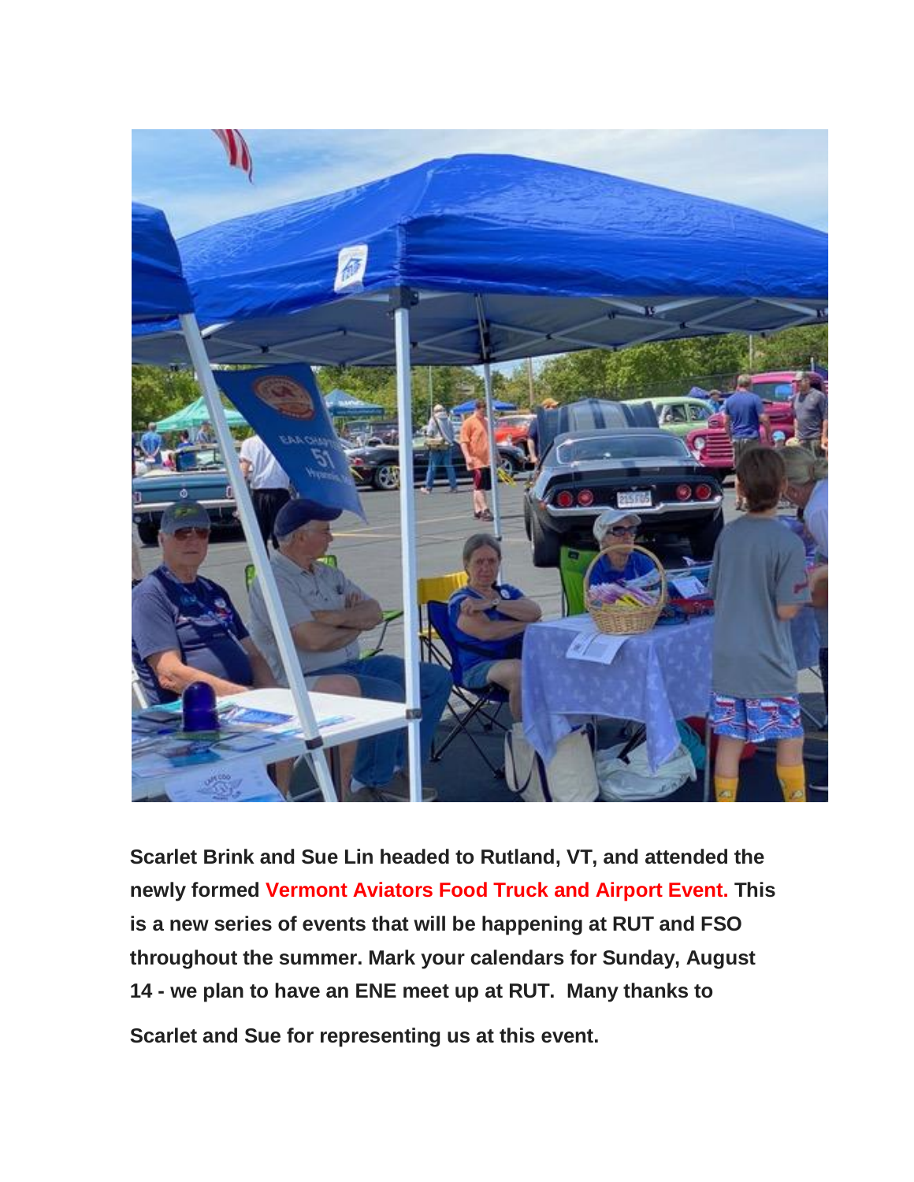**Scarlet Brink and Sue Lin headed to Rutland, VT, and attended the newly formed Vermont Aviators Food Truck and Airport Event. This is a new series of events that will be happening at RUT and FSO throughout the summer. Mark your calendars for Sunday, August 14 - we plan to have an ENE meet up at RUT. Many thanks to Scarlet and Sue for representing us at this event.**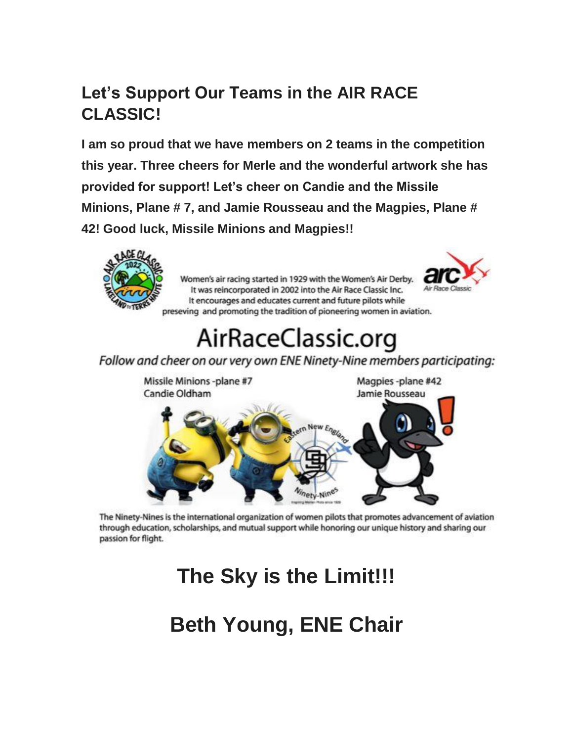## Let's Support Our Teams in the AIR RACE CLASSIC!

**I am so proud that we have members on 2 teams in the competition this year. Three cheers for Merle and the wonderful artwork she has provided for support! Let's cheer on Candie and the Missile Minions, Plane # 7, and Jamie Rousseau and the Magpies, Plane # 42! Good luck, Missile Minions and Magpies!!**

Women's air racing started in 1929 with the Women's Air Derby. It was reincorporated in 2002 into the Air Race Classic Inc. It encourages and educates current and future pilots while preseving and promoting the tradition of pioneering women in aviation.

AirRaceClassic.org

*Follow and cheer on our very own ENE Ninety-Nine members participating:*

Missile Minions - plane #7
Candie Oldham

Magpies - plane #42
Jamie Rousseau

The Ninety-Nines is the international organization of women pilots that promotes advancement of aviation through education, scholarships, and mutual support while honoring our unique history and sharing our passion for flight.

# The Sky is the Limit!!!

# Beth Young, ENE Chair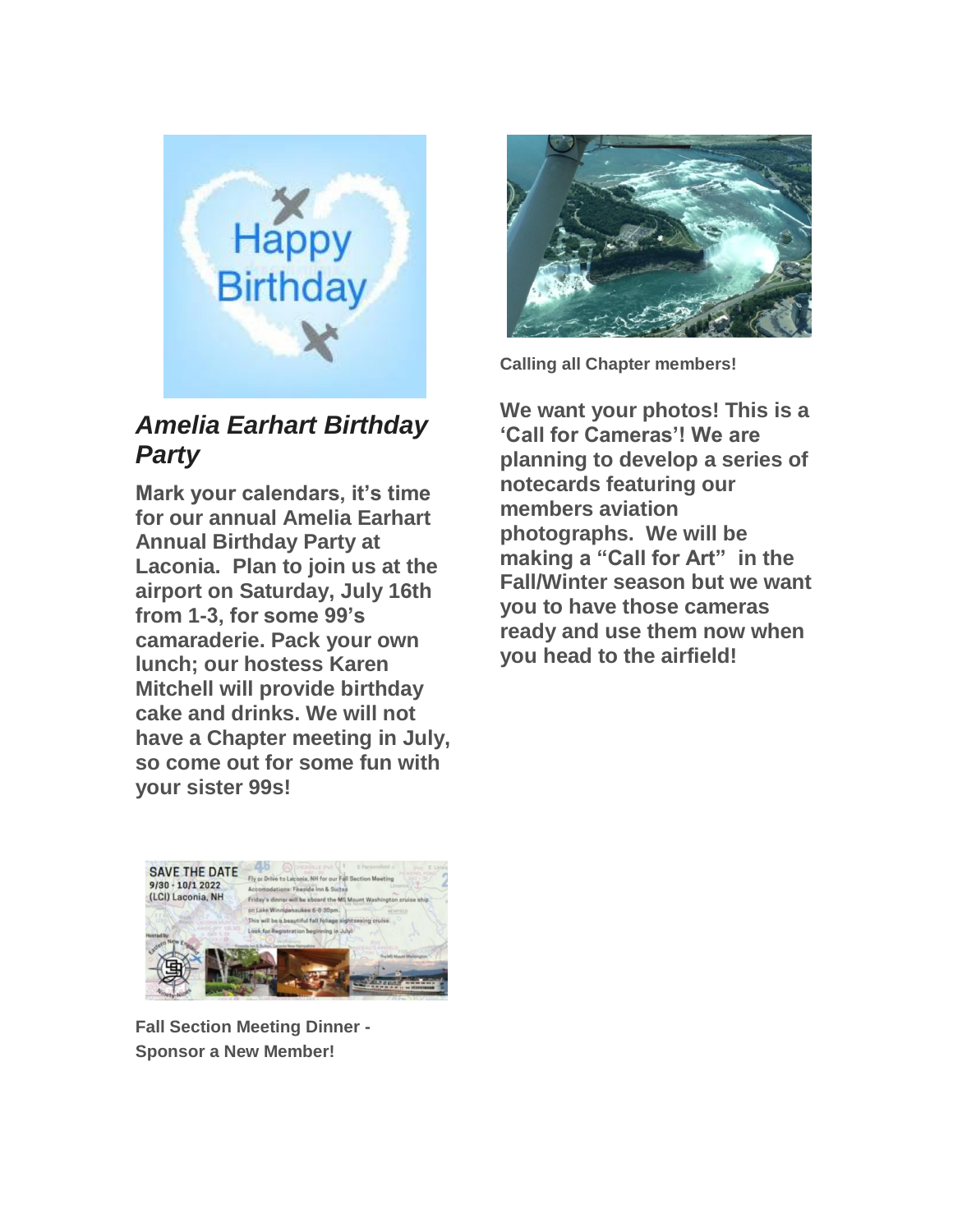## *Amelia Earhart Birthday Party*

**Mark your calendars, it's time for our annual Amelia Earhart Annual Birthday Party at Laconia. Plan to join us at the airport on Saturday, July 16th from 1-3, for some 99's camaraderie. Pack your own lunch; our hostess Karen Mitchell will provide birthday cake and drinks. We will not have a Chapter meeting in July, so come out for some fun with your sister 99s!**

**Calling all Chapter members!**

**We want your photos! This is a 'Call for Cameras'! We are planning to develop a series of notecards featuring our members aviation photographs. We will be making a "Call for Art" in the Fall/Winter season but we want you to have those cameras ready and use them now when you head to the airfield!**

**Fall Section Meeting Dinner - Sponsor a New Member!**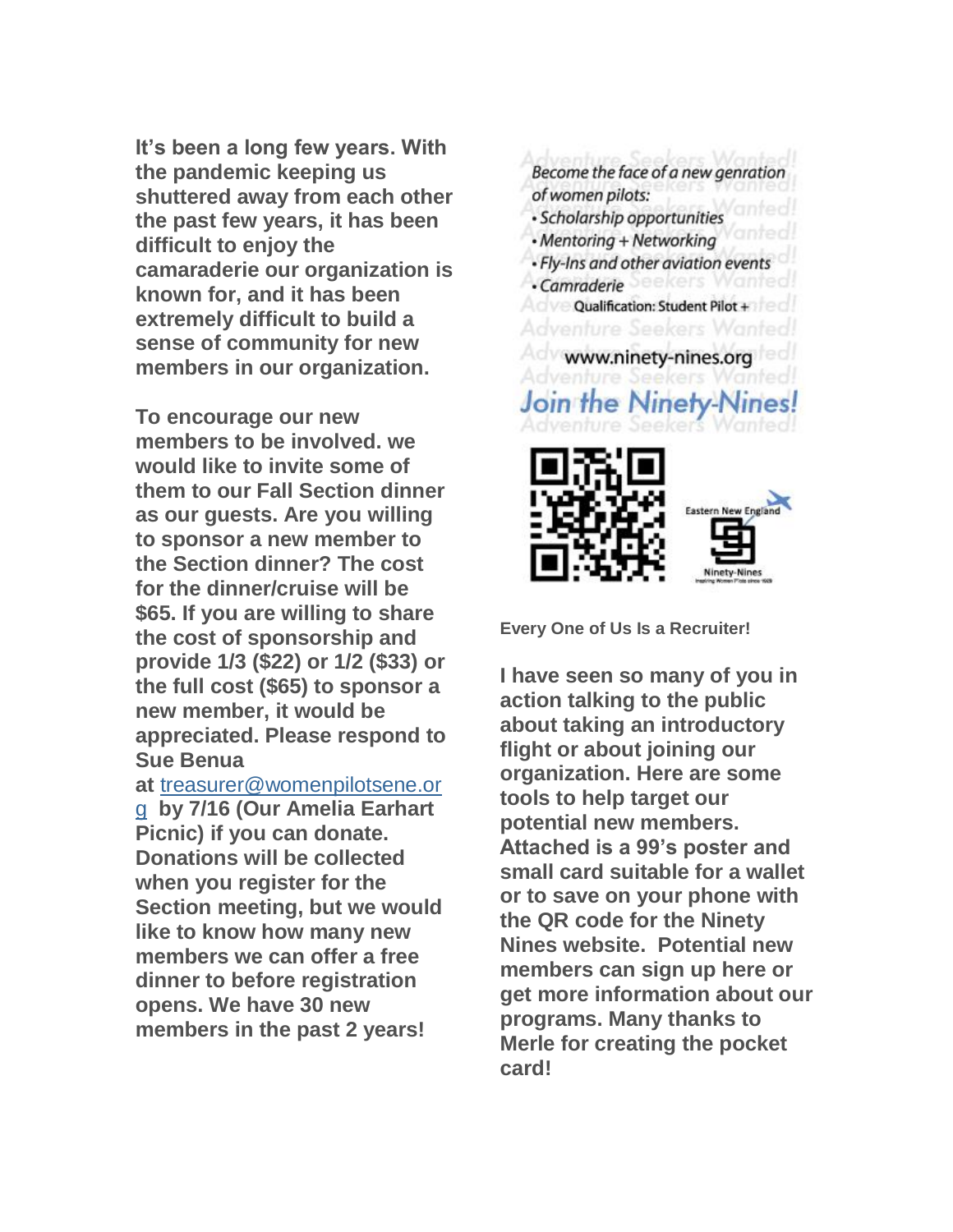**It's been a long few years. With the pandemic keeping us shuttered away from each other the past few years, it has been difficult to enjoy the camaraderie our organization is known for, and it has been extremely difficult to build a sense of community for new members in our organization.**

**To encourage our new members to be involved. we would like to invite some of them to our Fall Section dinner as our guests. Are you willing to sponsor a new member to the Section dinner? The cost for the dinner/cruise will be $65. If you are willing to share the cost of sponsorship and provide 1/3 ($22) or 1/2 ($33) or the full cost ($65) to sponsor a new member, it would be appreciated. Please respond to Sue Benua at [treasurer@womenpilotsene.org](mailto:treasurer@womenpilotsene.org) by 7/16 (Our Amelia Earhart Picnic) if you can donate. Donations will be collected when you register for the Section meeting, but we would like to know how many new members we can offer a free dinner to before registration opens. We have 30 new members in the past 2 years!**

*Become the face of a new genration of women pilots:*

- *Scholarship opportunities*
- *Mentoring + Networking*
- *Fly-Ins and other aviation events*
- *Camraderie*

**Qualification: Student Pilot +**

**www.ninety-nines.org**

**Join the Ninety-Nines!**

Eastern New England Ninety-Nines

**Every One of Us Is a Recruiter!**

**I have seen so many of you in action talking to the public about taking an introductory flight or about joining our organization. Here are some tools to help target our potential new members. Attached is a 99's poster and small card suitable for a wallet or to save on your phone with the QR code for the Ninety Nines website. Potential new members can sign up here or get more information about our programs. Many thanks to Merle for creating the pocket card!**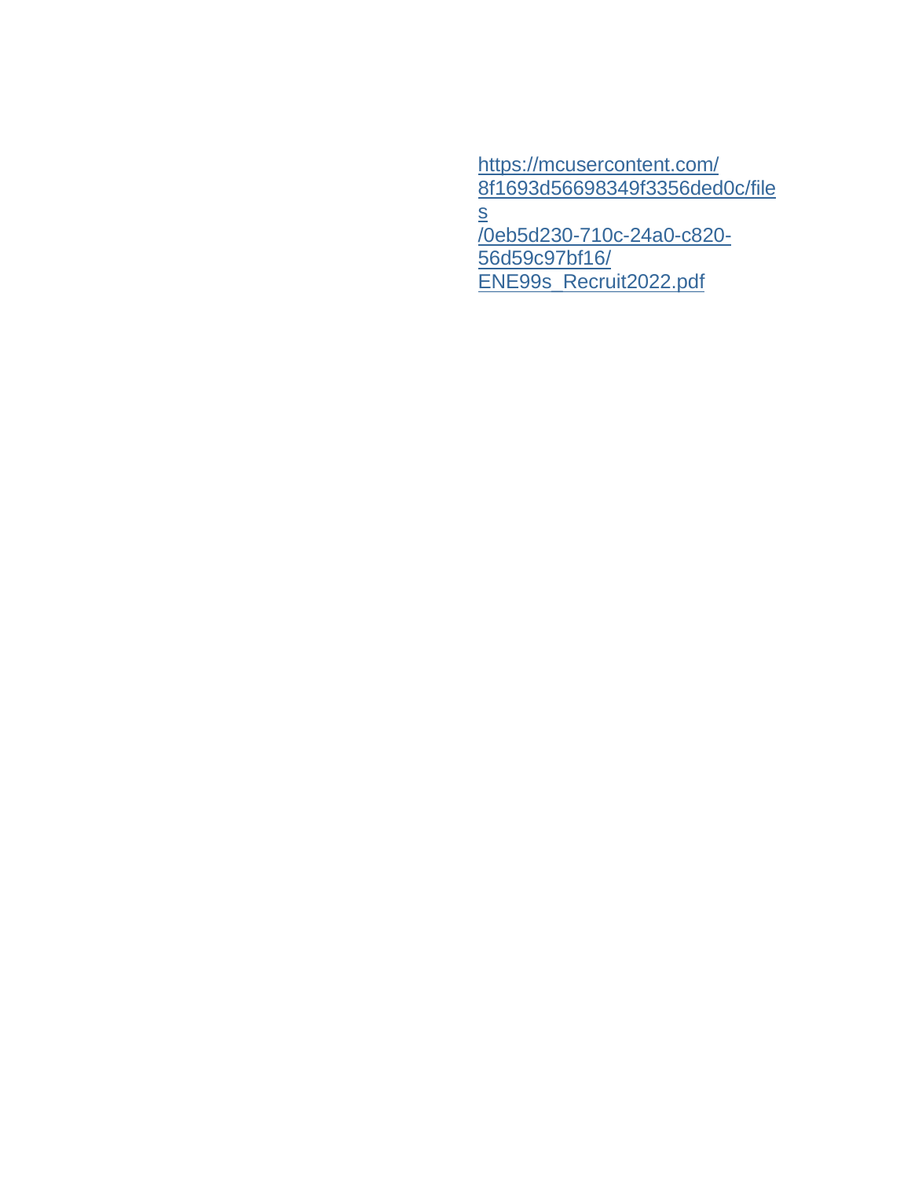https://mcusercontent.com/8f1693d56698349f3356ded0c/files/0eb5d230-710c-24a0-c820-56d59c97bf16/ENE99s_Recruit2022.pdf